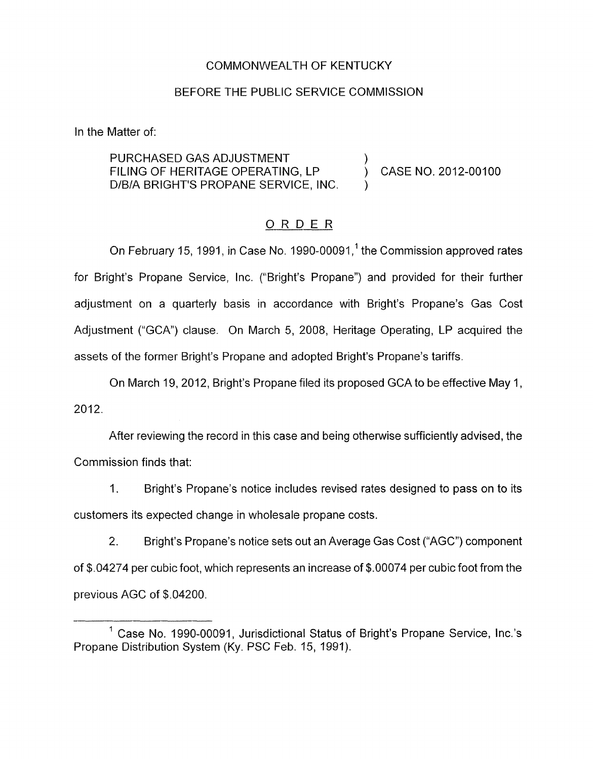COMMONWEALTH OF KENTUCKY

BEFORE THE PUBLIC SERVICE COMMISSION

In the Matter of:

PURCHASED GAS ADJUSTMENT FILING OF HERITAGE OPERATING, LP D/B/A BRIGHT'S PROPANE SERVICE, INC. ) CASE NO. 2012-00100

## ORDER

On February 15, 1991, in Case No. 1990-00091,[1] the Commission approved rates for Bright's Propane Service, Inc. ("Bright's Propane") and provided for their further adjustment on a quarterly basis in accordance with Bright's Propane's Gas Cost Adjustment ("GCA") clause. On March 5, 2008, Heritage Operating, LP acquired the assets of the former Bright's Propane and adopted Bright's Propane's tariffs.

On March 19, 2012, Bright's Propane filed its proposed GCA to be effective May 1, 2012.

After reviewing the record in this case and being otherwise sufficiently advised, the Commission finds that:

1. Bright's Propane's notice includes revised rates designed to pass on to its customers its expected change in wholesale propane costs.

2. Bright's Propane's notice sets out an Average Gas Cost ("AGC") component of $.04274 per cubic foot, which represents an increase of $.00074 per cubic foot from the previous AGC of $.04200.

---

[1] Case No. 1990-00091, Jurisdictional Status of Bright's Propane Service, Inc.'s Propane Distribution System (Ky. PSC Feb. 15, 1991).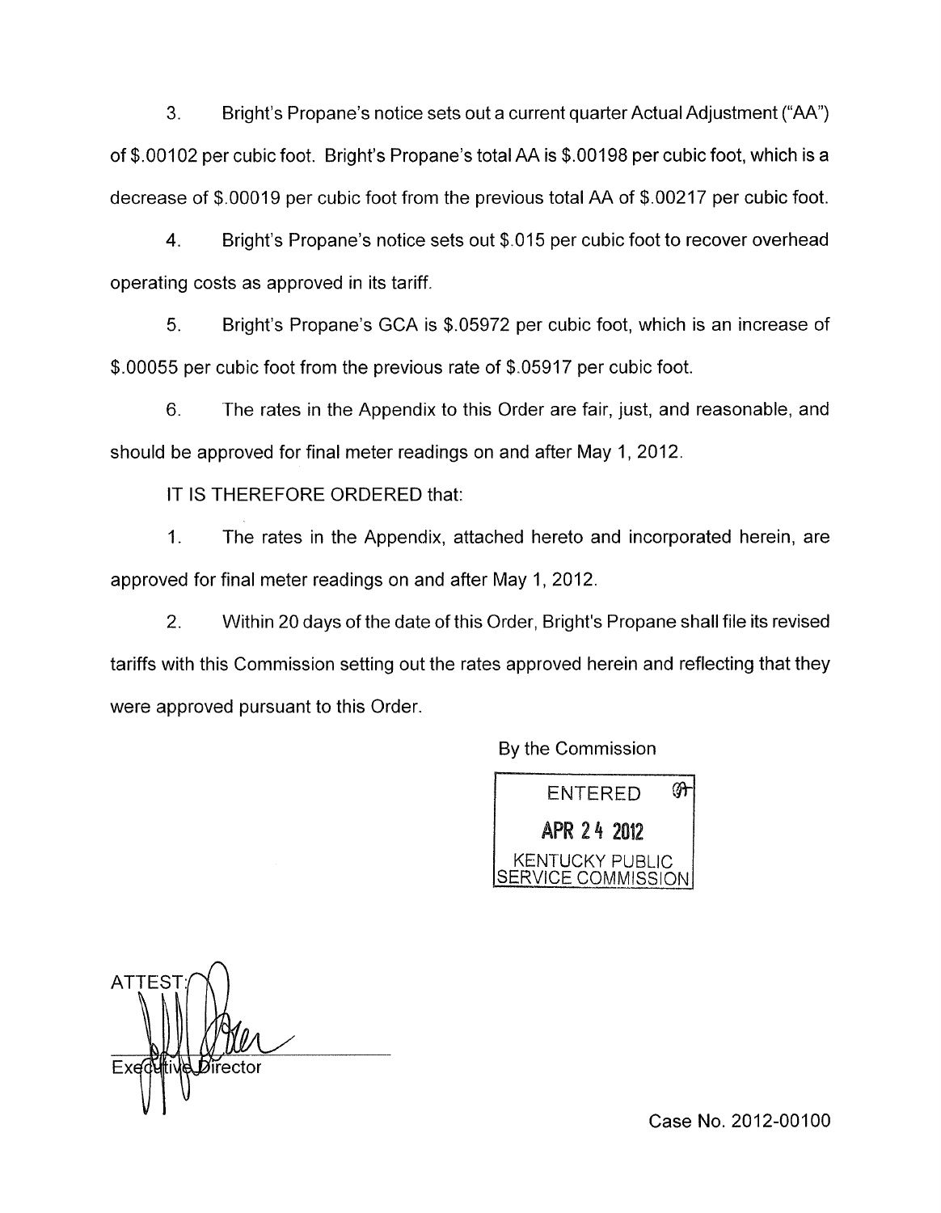3. Bright's Propane's notice sets out a current quarter Actual Adjustment ("AA") of $.00102 per cubic foot. Bright's Propane's total AA is $.00198 per cubic foot, which is a decrease of $.00019 per cubic foot from the previous total AA of $.00217 per cubic foot.

4. Bright's Propane's notice sets out $.015 per cubic foot to recover overhead operating costs as approved in its tariff.

5. Bright's Propane's GCA is $.05972 per cubic foot, which is an increase of $.00055 per cubic foot from the previous rate of $.05917 per cubic foot.

6. The rates in the Appendix to this Order are fair, just, and reasonable, and should be approved for final meter readings on and after May 1, 2012.

IT IS THEREFORE ORDERED that:

1. The rates in the Appendix, attached hereto and incorporated herein, are approved for final meter readings on and after May 1, 2012.

2. Within 20 days of the date of this Order, Bright's Propane shall file its revised tariffs with this Commission setting out the rates approved herein and reflecting that they were approved pursuant to this Order.

By the Commission

ENTERED
APR 24 2012
KENTUCKY PUBLIC SERVICE COMMISSION

ATTEST:

Executive Director

Case No. 2012-00100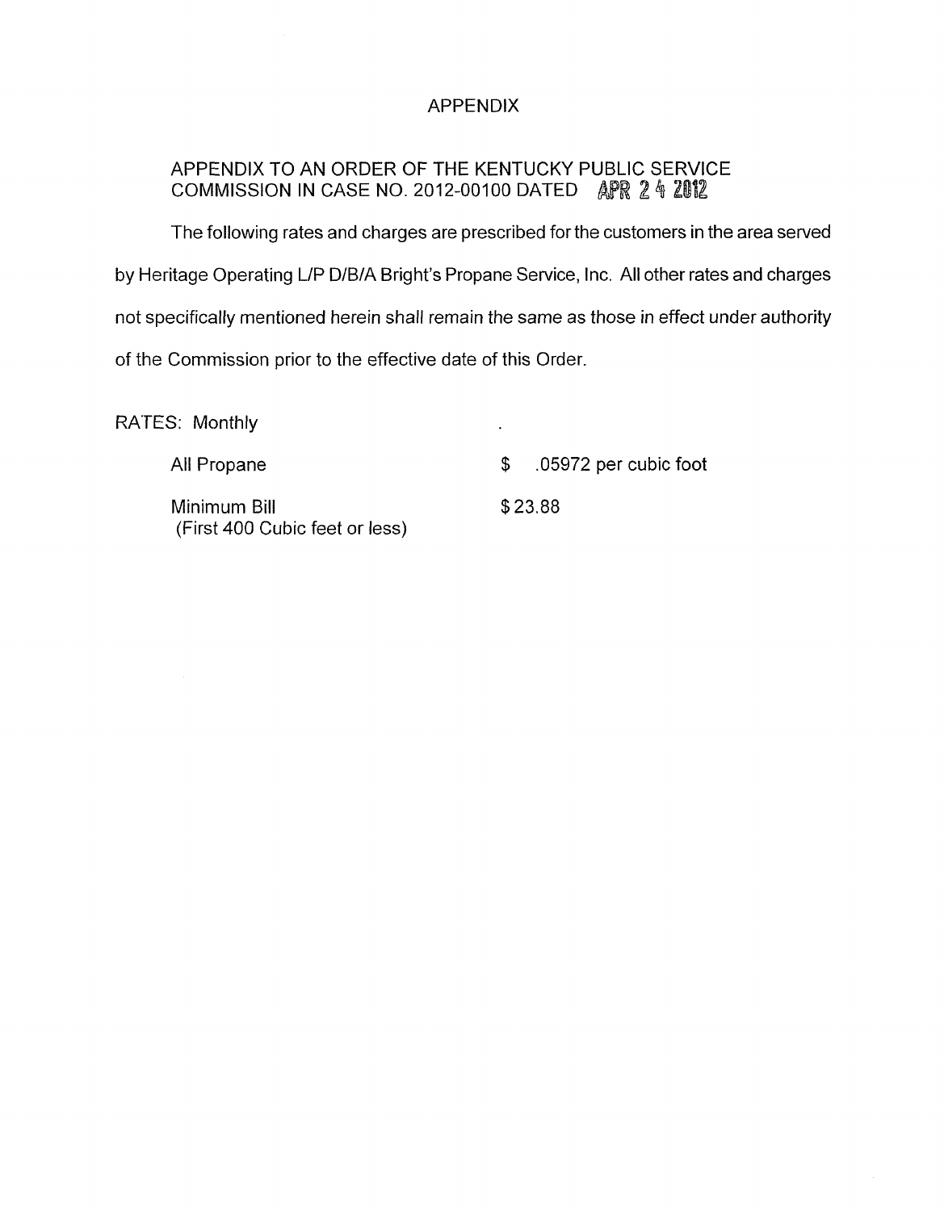# APPENDIX

## APPENDIX TO AN ORDER OF THE KENTUCKY PUBLIC SERVICE COMMISSION IN CASE NO. 2012-00100 DATED APR 24 2012

The following rates and charges are prescribed for the customers in the area served by Heritage Operating L/P D/B/A Bright's Propane Service, Inc. All other rates and charges not specifically mentioned herein shall remain the same as those in effect under authority of the Commission prior to the effective date of this Order.

RATES: Monthly

| | |
|---|---|
| All Propane | $ .05972 per cubic foot |
| Minimum Bill (First 400 Cubic feet or less) | $ 23.88 |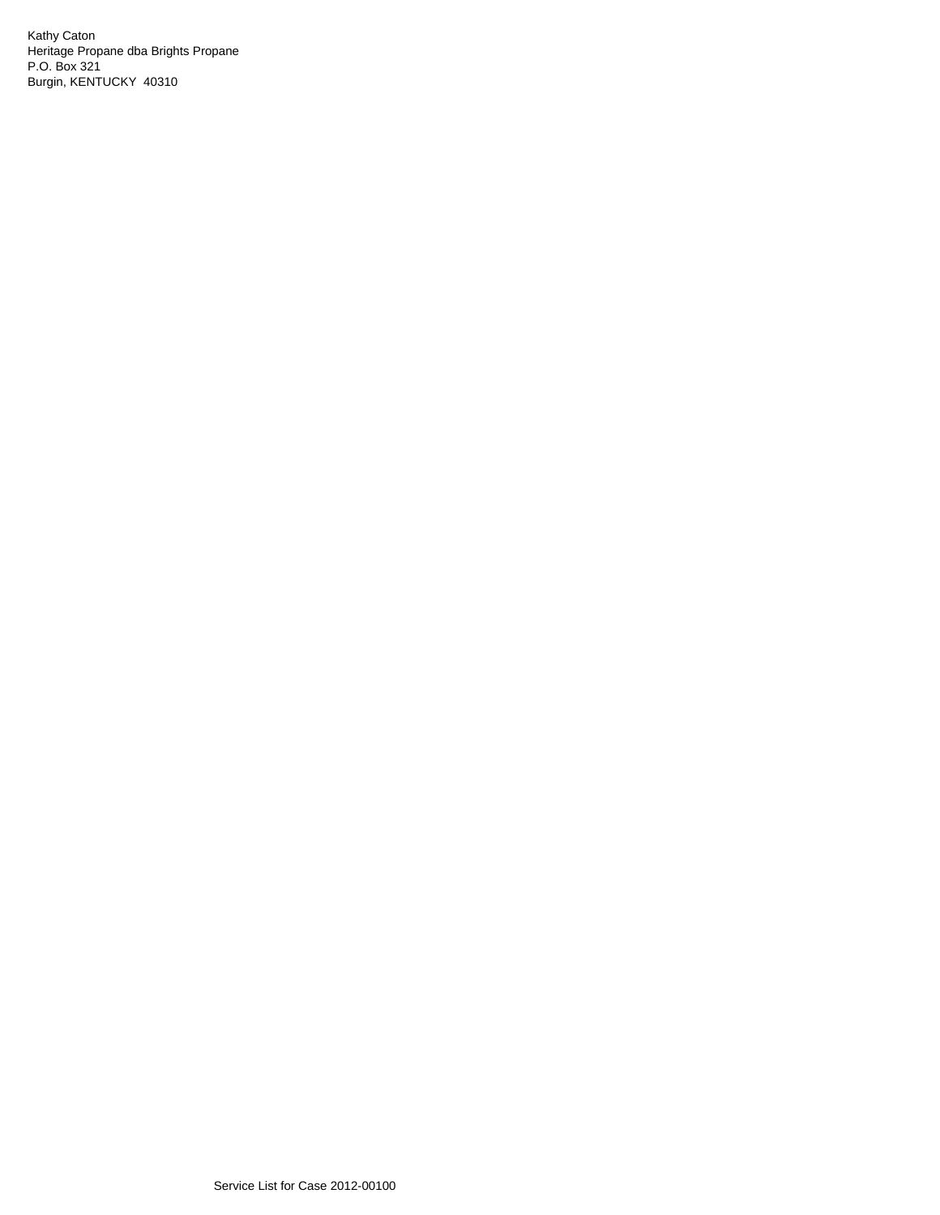Kathy Caton
Heritage Propane dba Brights Propane
P.O. Box 321
Burgin, KENTUCKY  40310